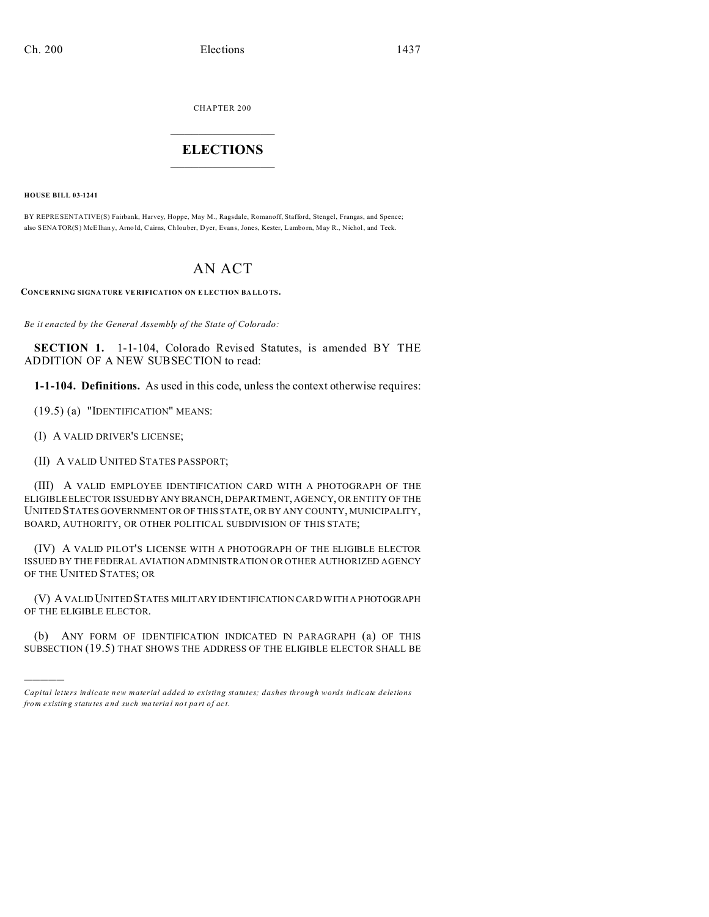CHAPTER 200

# ELECTIONS

**HOUSE BILL 03-1241**

BY REPRESENTATIVE(S) Fairbank, Harvey, Hoppe, May M., Ragsdale, Romanoff, Stafford, Stengel, Frangas, and Spence; also SENATOR(S) McElhany, Arnold, Cairns, Chlouber, Dyer, Evans, Jones, Kester, Lamborn, May R., Nichol, and Teck.

# AN ACT

**CONCERNING SIGNATURE VERIFICATION ON ELECTION BALLOTS.**

*Be it enacted by the General Assembly of the State of Colorado:*

**SECTION 1.** 1-1-104, Colorado Revised Statutes, is amended BY THE ADDITION OF A NEW SUBSECTION to read:

**1-1-104. Definitions.** As used in this code, unless the context otherwise requires:

(19.5) (a) "IDENTIFICATION" MEANS:

(I) A VALID DRIVER'S LICENSE;

(II) A VALID UNITED STATES PASSPORT;

(III) A VALID EMPLOYEE IDENTIFICATION CARD WITH A PHOTOGRAPH OF THE ELIGIBLE ELECTOR ISSUED BY ANY BRANCH, DEPARTMENT, AGENCY, OR ENTITY OF THE UNITED STATES GOVERNMENT OR OF THIS STATE, OR BY ANY COUNTY, MUNICIPALITY, BOARD, AUTHORITY, OR OTHER POLITICAL SUBDIVISION OF THIS STATE;

(IV) A VALID PILOT'S LICENSE WITH A PHOTOGRAPH OF THE ELIGIBLE ELECTOR ISSUED BY THE FEDERAL AVIATION ADMINISTRATION OR OTHER AUTHORIZED AGENCY OF THE UNITED STATES; OR

(V) A VALID UNITED STATES MILITARY IDENTIFICATION CARD WITH A PHOTOGRAPH OF THE ELIGIBLE ELECTOR.

(b) ANY FORM OF IDENTIFICATION INDICATED IN PARAGRAPH (a) OF THIS SUBSECTION (19.5) THAT SHOWS THE ADDRESS OF THE ELIGIBLE ELECTOR SHALL BE

---

*Capital letters indicate new material added to existing statutes; dashes through words indicate deletions from existing statutes and such material not part of act.*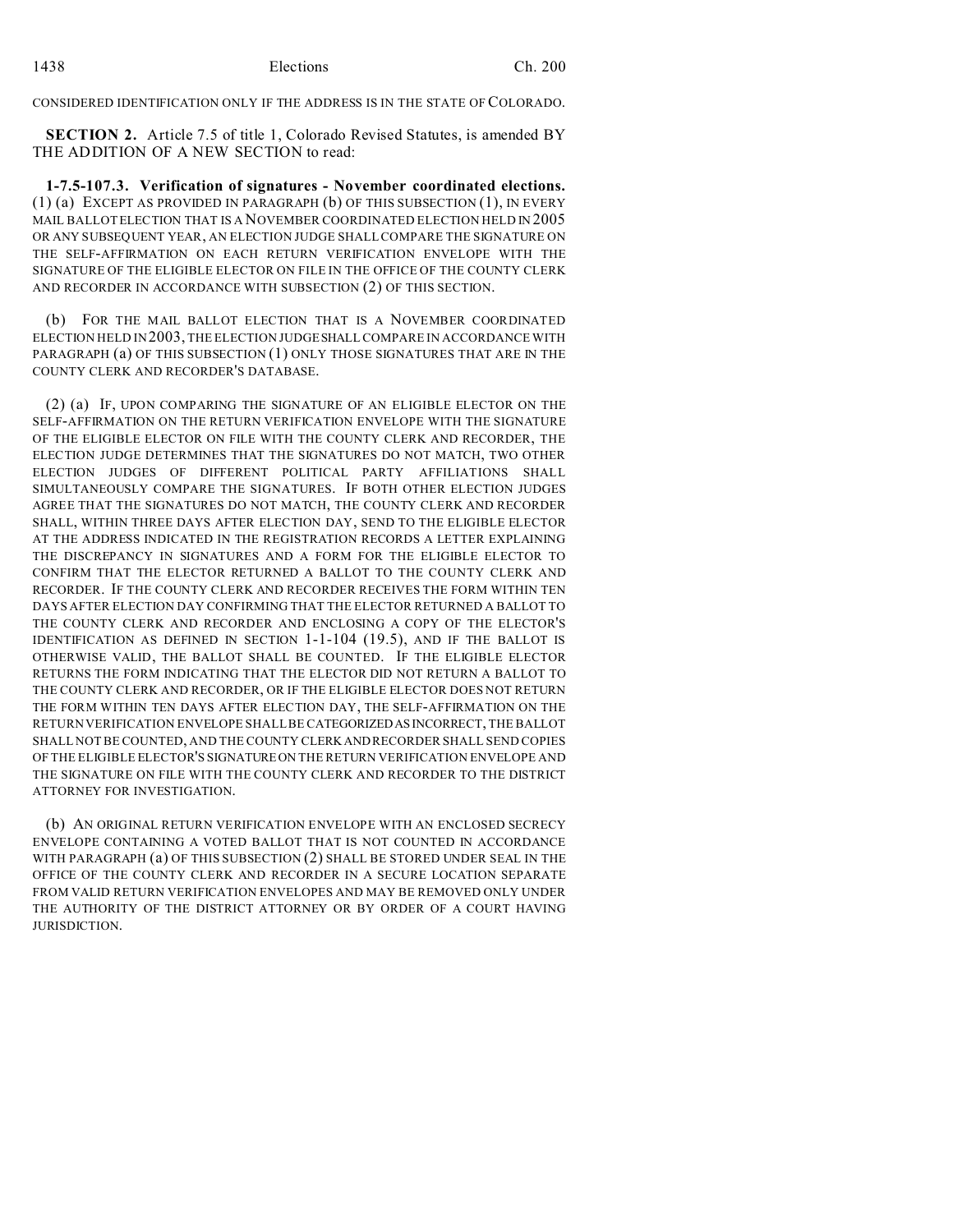CONSIDERED IDENTIFICATION ONLY IF THE ADDRESS IS IN THE STATE OF COLORADO.

**SECTION 2.** Article 7.5 of title 1, Colorado Revised Statutes, is amended BY THE ADDITION OF A NEW SECTION to read:

**1-7.5-107.3. Verification of signatures - November coordinated elections.** (1) (a) EXCEPT AS PROVIDED IN PARAGRAPH (b) OF THIS SUBSECTION (1), IN EVERY MAIL BALLOT ELECTION THAT IS A NOVEMBER COORDINATED ELECTION HELD IN 2005 OR ANY SUBSEQUENT YEAR, AN ELECTION JUDGE SHALL COMPARE THE SIGNATURE ON THE SELF-AFFIRMATION ON EACH RETURN VERIFICATION ENVELOPE WITH THE SIGNATURE OF THE ELIGIBLE ELECTOR ON FILE IN THE OFFICE OF THE COUNTY CLERK AND RECORDER IN ACCORDANCE WITH SUBSECTION (2) OF THIS SECTION.

(b) FOR THE MAIL BALLOT ELECTION THAT IS A NOVEMBER COORDINATED ELECTION HELD IN 2003, THE ELECTION JUDGE SHALL COMPARE IN ACCORDANCE WITH PARAGRAPH (a) OF THIS SUBSECTION (1) ONLY THOSE SIGNATURES THAT ARE IN THE COUNTY CLERK AND RECORDER'S DATABASE.

(2) (a) IF, UPON COMPARING THE SIGNATURE OF AN ELIGIBLE ELECTOR ON THE SELF-AFFIRMATION ON THE RETURN VERIFICATION ENVELOPE WITH THE SIGNATURE OF THE ELIGIBLE ELECTOR ON FILE WITH THE COUNTY CLERK AND RECORDER, THE ELECTION JUDGE DETERMINES THAT THE SIGNATURES DO NOT MATCH, TWO OTHER ELECTION JUDGES OF DIFFERENT POLITICAL PARTY AFFILIATIONS SHALL SIMULTANEOUSLY COMPARE THE SIGNATURES. IF BOTH OTHER ELECTION JUDGES AGREE THAT THE SIGNATURES DO NOT MATCH, THE COUNTY CLERK AND RECORDER SHALL, WITHIN THREE DAYS AFTER ELECTION DAY, SEND TO THE ELIGIBLE ELECTOR AT THE ADDRESS INDICATED IN THE REGISTRATION RECORDS A LETTER EXPLAINING THE DISCREPANCY IN SIGNATURES AND A FORM FOR THE ELIGIBLE ELECTOR TO CONFIRM THAT THE ELECTOR RETURNED A BALLOT TO THE COUNTY CLERK AND RECORDER. IF THE COUNTY CLERK AND RECORDER RECEIVES THE FORM WITHIN TEN DAYS AFTER ELECTION DAY CONFIRMING THAT THE ELECTOR RETURNED A BALLOT TO THE COUNTY CLERK AND RECORDER AND ENCLOSING A COPY OF THE ELECTOR'S IDENTIFICATION AS DEFINED IN SECTION 1-1-104 (19.5), AND IF THE BALLOT IS OTHERWISE VALID, THE BALLOT SHALL BE COUNTED. IF THE ELIGIBLE ELECTOR RETURNS THE FORM INDICATING THAT THE ELECTOR DID NOT RETURN A BALLOT TO THE COUNTY CLERK AND RECORDER, OR IF THE ELIGIBLE ELECTOR DOES NOT RETURN THE FORM WITHIN TEN DAYS AFTER ELECTION DAY, THE SELF-AFFIRMATION ON THE RETURN VERIFICATION ENVELOPE SHALL BE CATEGORIZED AS INCORRECT, THE BALLOT SHALL NOT BE COUNTED, AND THE COUNTY CLERK AND RECORDER SHALL SEND COPIES OF THE ELIGIBLE ELECTOR'S SIGNATURE ON THE RETURN VERIFICATION ENVELOPE AND THE SIGNATURE ON FILE WITH THE COUNTY CLERK AND RECORDER TO THE DISTRICT ATTORNEY FOR INVESTIGATION.

(b) AN ORIGINAL RETURN VERIFICATION ENVELOPE WITH AN ENCLOSED SECRECY ENVELOPE CONTAINING A VOTED BALLOT THAT IS NOT COUNTED IN ACCORDANCE WITH PARAGRAPH (a) OF THIS SUBSECTION (2) SHALL BE STORED UNDER SEAL IN THE OFFICE OF THE COUNTY CLERK AND RECORDER IN A SECURE LOCATION SEPARATE FROM VALID RETURN VERIFICATION ENVELOPES AND MAY BE REMOVED ONLY UNDER THE AUTHORITY OF THE DISTRICT ATTORNEY OR BY ORDER OF A COURT HAVING JURISDICTION.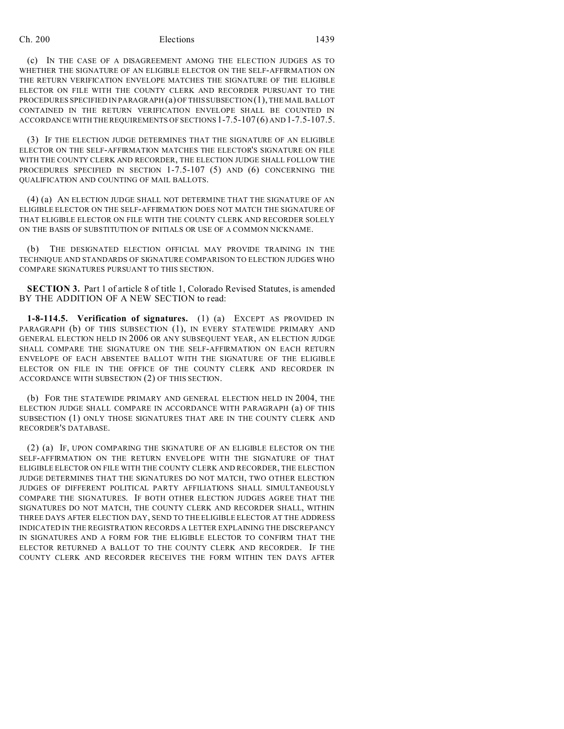(c) IN THE CASE OF A DISAGREEMENT AMONG THE ELECTION JUDGES AS TO WHETHER THE SIGNATURE OF AN ELIGIBLE ELECTOR ON THE SELF-AFFIRMATION ON THE RETURN VERIFICATION ENVELOPE MATCHES THE SIGNATURE OF THE ELIGIBLE ELECTOR ON FILE WITH THE COUNTY CLERK AND RECORDER PURSUANT TO THE PROCEDURES SPECIFIED IN PARAGRAPH (a) OF THIS SUBSECTION (1), THE MAIL BALLOT CONTAINED IN THE RETURN VERIFICATION ENVELOPE SHALL BE COUNTED IN ACCORDANCE WITH THE REQUIREMENTS OF SECTIONS 1-7.5-107 (6) AND 1-7.5-107.5.

(3) IF THE ELECTION JUDGE DETERMINES THAT THE SIGNATURE OF AN ELIGIBLE ELECTOR ON THE SELF-AFFIRMATION MATCHES THE ELECTOR'S SIGNATURE ON FILE WITH THE COUNTY CLERK AND RECORDER, THE ELECTION JUDGE SHALL FOLLOW THE PROCEDURES SPECIFIED IN SECTION 1-7.5-107 (5) AND (6) CONCERNING THE QUALIFICATION AND COUNTING OF MAIL BALLOTS.

(4) (a) AN ELECTION JUDGE SHALL NOT DETERMINE THAT THE SIGNATURE OF AN ELIGIBLE ELECTOR ON THE SELF-AFFIRMATION DOES NOT MATCH THE SIGNATURE OF THAT ELIGIBLE ELECTOR ON FILE WITH THE COUNTY CLERK AND RECORDER SOLELY ON THE BASIS OF SUBSTITUTION OF INITIALS OR USE OF A COMMON NICKNAME.

(b) THE DESIGNATED ELECTION OFFICIAL MAY PROVIDE TRAINING IN THE TECHNIQUE AND STANDARDS OF SIGNATURE COMPARISON TO ELECTION JUDGES WHO COMPARE SIGNATURES PURSUANT TO THIS SECTION.

**SECTION 3.** Part 1 of article 8 of title 1, Colorado Revised Statutes, is amended BY THE ADDITION OF A NEW SECTION to read:

**1-8-114.5. Verification of signatures.** (1) (a) EXCEPT AS PROVIDED IN PARAGRAPH (b) OF THIS SUBSECTION (1), IN EVERY STATEWIDE PRIMARY AND GENERAL ELECTION HELD IN 2006 OR ANY SUBSEQUENT YEAR, AN ELECTION JUDGE SHALL COMPARE THE SIGNATURE ON THE SELF-AFFIRMATION ON EACH RETURN ENVELOPE OF EACH ABSENTEE BALLOT WITH THE SIGNATURE OF THE ELIGIBLE ELECTOR ON FILE IN THE OFFICE OF THE COUNTY CLERK AND RECORDER IN ACCORDANCE WITH SUBSECTION (2) OF THIS SECTION.

(b) FOR THE STATEWIDE PRIMARY AND GENERAL ELECTION HELD IN 2004, THE ELECTION JUDGE SHALL COMPARE IN ACCORDANCE WITH PARAGRAPH (a) OF THIS SUBSECTION (1) ONLY THOSE SIGNATURES THAT ARE IN THE COUNTY CLERK AND RECORDER'S DATABASE.

(2) (a) IF, UPON COMPARING THE SIGNATURE OF AN ELIGIBLE ELECTOR ON THE SELF-AFFIRMATION ON THE RETURN ENVELOPE WITH THE SIGNATURE OF THAT ELIGIBLE ELECTOR ON FILE WITH THE COUNTY CLERK AND RECORDER, THE ELECTION JUDGE DETERMINES THAT THE SIGNATURES DO NOT MATCH, TWO OTHER ELECTION JUDGES OF DIFFERENT POLITICAL PARTY AFFILIATIONS SHALL SIMULTANEOUSLY COMPARE THE SIGNATURES. IF BOTH OTHER ELECTION JUDGES AGREE THAT THE SIGNATURES DO NOT MATCH, THE COUNTY CLERK AND RECORDER SHALL, WITHIN THREE DAYS AFTER ELECTION DAY, SEND TO THE ELIGIBLE ELECTOR AT THE ADDRESS INDICATED IN THE REGISTRATION RECORDS A LETTER EXPLAINING THE DISCREPANCY IN SIGNATURES AND A FORM FOR THE ELIGIBLE ELECTOR TO CONFIRM THAT THE ELECTOR RETURNED A BALLOT TO THE COUNTY CLERK AND RECORDER. IF THE COUNTY CLERK AND RECORDER RECEIVES THE FORM WITHIN TEN DAYS AFTER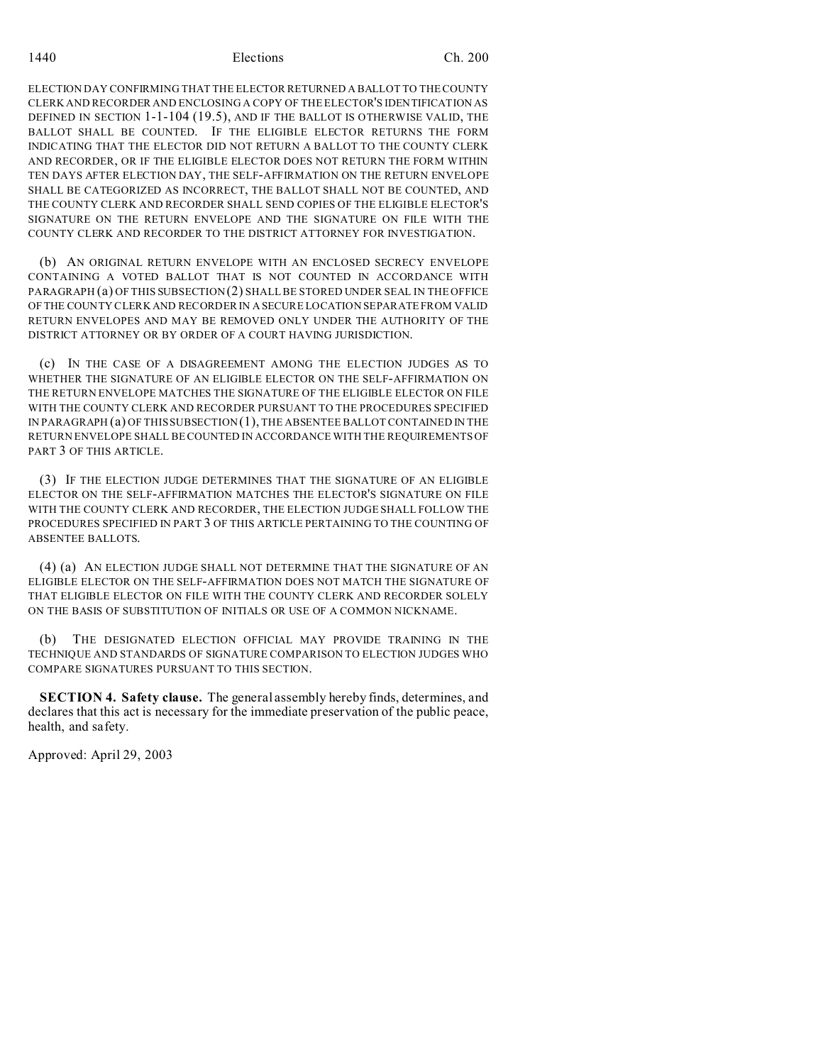ELECTION DAY CONFIRMING THAT THE ELECTOR RETURNED A BALLOT TO THE COUNTY CLERK AND RECORDER AND ENCLOSING A COPY OF THE ELECTOR'S IDENTIFICATION AS DEFINED IN SECTION 1-1-104 (19.5), AND IF THE BALLOT IS OTHERWISE VALID, THE BALLOT SHALL BE COUNTED. IF THE ELIGIBLE ELECTOR RETURNS THE FORM INDICATING THAT THE ELECTOR DID NOT RETURN A BALLOT TO THE COUNTY CLERK AND RECORDER, OR IF THE ELIGIBLE ELECTOR DOES NOT RETURN THE FORM WITHIN TEN DAYS AFTER ELECTION DAY, THE SELF-AFFIRMATION ON THE RETURN ENVELOPE SHALL BE CATEGORIZED AS INCORRECT, THE BALLOT SHALL NOT BE COUNTED, AND THE COUNTY CLERK AND RECORDER SHALL SEND COPIES OF THE ELIGIBLE ELECTOR'S SIGNATURE ON THE RETURN ENVELOPE AND THE SIGNATURE ON FILE WITH THE COUNTY CLERK AND RECORDER TO THE DISTRICT ATTORNEY FOR INVESTIGATION.

(b) AN ORIGINAL RETURN ENVELOPE WITH AN ENCLOSED SECRECY ENVELOPE CONTAINING A VOTED BALLOT THAT IS NOT COUNTED IN ACCORDANCE WITH PARAGRAPH (a) OF THIS SUBSECTION (2) SHALL BE STORED UNDER SEAL IN THE OFFICE OF THE COUNTY CLERK AND RECORDER IN A SECURE LOCATION SEPARATE FROM VALID RETURN ENVELOPES AND MAY BE REMOVED ONLY UNDER THE AUTHORITY OF THE DISTRICT ATTORNEY OR BY ORDER OF A COURT HAVING JURISDICTION.

(c) IN THE CASE OF A DISAGREEMENT AMONG THE ELECTION JUDGES AS TO WHETHER THE SIGNATURE OF AN ELIGIBLE ELECTOR ON THE SELF-AFFIRMATION ON THE RETURN ENVELOPE MATCHES THE SIGNATURE OF THE ELIGIBLE ELECTOR ON FILE WITH THE COUNTY CLERK AND RECORDER PURSUANT TO THE PROCEDURES SPECIFIED IN PARAGRAPH (a) OF THIS SUBSECTION (1), THE ABSENTEE BALLOT CONTAINED IN THE RETURN ENVELOPE SHALL BE COUNTED IN ACCORDANCE WITH THE REQUIREMENTS OF PART 3 OF THIS ARTICLE.

(3) IF THE ELECTION JUDGE DETERMINES THAT THE SIGNATURE OF AN ELIGIBLE ELECTOR ON THE SELF-AFFIRMATION MATCHES THE ELECTOR'S SIGNATURE ON FILE WITH THE COUNTY CLERK AND RECORDER, THE ELECTION JUDGE SHALL FOLLOW THE PROCEDURES SPECIFIED IN PART 3 OF THIS ARTICLE PERTAINING TO THE COUNTING OF ABSENTEE BALLOTS.

(4) (a) AN ELECTION JUDGE SHALL NOT DETERMINE THAT THE SIGNATURE OF AN ELIGIBLE ELECTOR ON THE SELF-AFFIRMATION DOES NOT MATCH THE SIGNATURE OF THAT ELIGIBLE ELECTOR ON FILE WITH THE COUNTY CLERK AND RECORDER SOLELY ON THE BASIS OF SUBSTITUTION OF INITIALS OR USE OF A COMMON NICKNAME.

(b) THE DESIGNATED ELECTION OFFICIAL MAY PROVIDE TRAINING IN THE TECHNIQUE AND STANDARDS OF SIGNATURE COMPARISON TO ELECTION JUDGES WHO COMPARE SIGNATURES PURSUANT TO THIS SECTION.

**SECTION 4. Safety clause.** The general assembly hereby finds, determines, and declares that this act is necessary for the immediate preservation of the public peace, health, and safety.

Approved: April 29, 2003